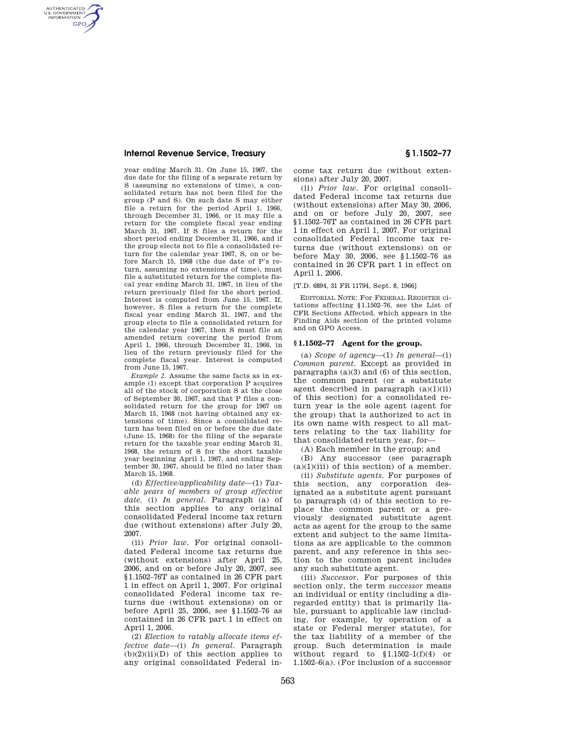year ending March 31. On June 15, 1967, the due date for the filing of a separate return by S (assuming no extensions of time), a consolidated return has not been filed for the group (P and S). On such date S may either file a return for the period April 1, 1966, through December 31, 1966, or it may file a return for the complete fiscal year ending March 31, 1967. If S files a return for the short period ending December 31, 1966, and if the group elects not to file a consolidated return for the calendar year 1967, S, on or before March 15, 1968 (the due date of P's return, assuming no extensions of time), must file a substituted return for the complete fiscal year ending March 31, 1967, in lieu of the return previously filed for the short period. Interest is computed from June 15, 1967. If, however, S files a return for the complete fiscal year ending March 31, 1967, and the group elects to file a consolidated return for the calendar year 1967, then S must file an amended return covering the period from April 1, 1966, through December 31, 1966, in lieu of the return previously filed for the complete fiscal year. Interest is computed from June 15, 1967.

*Example 2.* Assume the same facts as in example (1) except that corporation P acquires all of the stock of corporation S at the close of September 30, 1967, and that P files a consolidated return for the group for 1967 on March 15, 1968 (not having obtained any extensions of time). Since a consolidated return has been filed on or before the due date (June 15, 1968) for the filing of the separate return for the taxable year ending March 31, 1968, the return of S for the short taxable year beginning April 1, 1967, and ending September 30, 1967, should be filed no later than March 15, 1968.

(d) *Effective/applicability date*—(1) *Taxable years of members of group effective date.* (i) *In general.* Paragraph (a) of this section applies to any original consolidated Federal income tax return due (without extensions) after July 20, 2007.

(ii) *Prior law.* For original consolidated Federal income tax returns due (without extensions) after April 25, 2006, and on or before July 20, 2007, see §1.1502–76T as contained in 26 CFR part 1 in effect on April 1, 2007. For original consolidated Federal income tax returns due (without extensions) on or before April 25, 2006, see §1.1502–76 as contained in 26 CFR part 1 in effect on April 1, 2006.

(2) *Election to ratably allocate items effective date*—(i) *In general.* Paragraph (b)(2)(ii)(D) of this section applies to any original consolidated Federal income tax return due (without extensions) after July 20, 2007.

(ii) *Prior law.* For original consolidated Federal income tax returns due (without extensions) after May 30, 2006, and on or before July 20, 2007, see §1.1502–76T as contained in 26 CFR part 1 in effect on April 1, 2007. For original consolidated Federal income tax returns due (without extensions) on or before May 30, 2006, see §1.1502–76 as contained in 26 CFR part 1 in effect on April 1, 2006.

[T.D. 6894, 31 FR 11794, Sept. 8, 1966]

EDITORIAL NOTE: For FEDERAL REGISTER citations affecting §1.1502–76, see the List of CFR Sections Affected, which appears in the Finding Aids section of the printed volume and on GPO Access.

## §1.1502–77 Agent for the group.

(a) *Scope of agency*—(1) *In general*—(i) *Common parent.* Except as provided in paragraphs (a)(3) and (6) of this section, the common parent (or a substitute agent described in paragraph (a)(1)(ii) of this section) for a consolidated return year is the sole agent (agent for the group) that is authorized to act in its own name with respect to all matters relating to the tax liability for that consolidated return year, for—

(A) Each member in the group; and

(B) Any successor (see paragraph (a)(1)(iii) of this section) of a member.

(ii) *Substitute agents.* For purposes of this section, any corporation designated as a substitute agent pursuant to paragraph (d) of this section to replace the common parent or a previously designated substitute agent acts as agent for the group to the same extent and subject to the same limitations as are applicable to the common parent, and any reference in this section to the common parent includes any such substitute agent.

(iii) *Successor.* For purposes of this section only, the term *successor* means an individual or entity (including a disregarded entity) that is primarily liable, pursuant to applicable law (including, for example, by operation of a state or Federal merger statute), for the tax liability of a member of the group. Such determination is made without regard to §1.1502–1(f)(4) or 1.1502–6(a). (For inclusion of a successor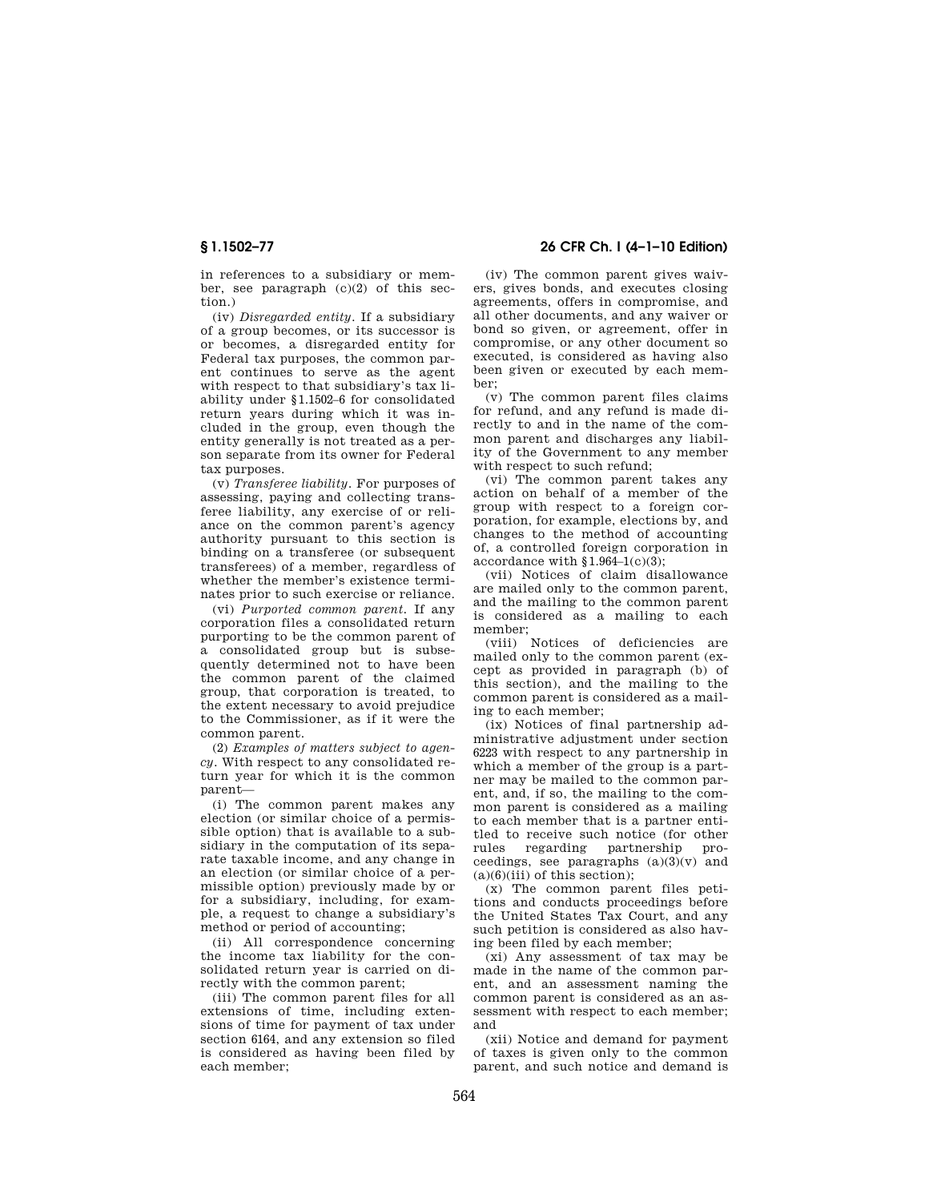in references to a subsidiary or member, see paragraph (c)(2) of this section.)

(iv) *Disregarded entity.* If a subsidiary of a group becomes, or its successor is or becomes, a disregarded entity for Federal tax purposes, the common parent continues to serve as the agent with respect to that subsidiary's tax liability under §1.1502–6 for consolidated return years during which it was included in the group, even though the entity generally is not treated as a person separate from its owner for Federal tax purposes.

(v) *Transferee liability.* For purposes of assessing, paying and collecting transferee liability, any exercise of or reliance on the common parent's agency authority pursuant to this section is binding on a transferee (or subsequent transferees) of a member, regardless of whether the member's existence terminates prior to such exercise or reliance.

(vi) *Purported common parent.* If any corporation files a consolidated return purporting to be the common parent of a consolidated group but is subsequently determined not to have been the common parent of the claimed group, that corporation is treated, to the extent necessary to avoid prejudice to the Commissioner, as if it were the common parent.

(2) *Examples of matters subject to agency.* With respect to any consolidated return year for which it is the common parent—

(i) The common parent makes any election (or similar choice of a permissible option) that is available to a subsidiary in the computation of its separate taxable income, and any change in an election (or similar choice of a permissible option) previously made by or for a subsidiary, including, for example, a request to change a subsidiary's method or period of accounting;

(ii) All correspondence concerning the income tax liability for the consolidated return year is carried on directly with the common parent;

(iii) The common parent files for all extensions of time, including extensions of time for payment of tax under section 6164, and any extension so filed is considered as having been filed by each member;

(iv) The common parent gives waivers, gives bonds, and executes closing agreements, offers in compromise, and all other documents, and any waiver or bond so given, or agreement, offer in compromise, or any other document so executed, is considered as having also been given or executed by each member;

(v) The common parent files claims for refund, and any refund is made directly to and in the name of the common parent and discharges any liability of the Government to any member with respect to such refund;

(vi) The common parent takes any action on behalf of a member of the group with respect to a foreign corporation, for example, elections by, and changes to the method of accounting of, a controlled foreign corporation in accordance with §1.964–1(c)(3);

(vii) Notices of claim disallowance are mailed only to the common parent, and the mailing to the common parent is considered as a mailing to each member;

(viii) Notices of deficiencies are mailed only to the common parent (except as provided in paragraph (b) of this section), and the mailing to the common parent is considered as a mailing to each member;

(ix) Notices of final partnership administrative adjustment under section 6223 with respect to any partnership in which a member of the group is a partner may be mailed to the common parent, and, if so, the mailing to the common parent is considered as a mailing to each member that is a partner entitled to receive such notice (for other rules regarding partnership proceedings, see paragraphs (a)(3)(v) and (a)(6)(iii) of this section);

(x) The common parent files petitions and conducts proceedings before the United States Tax Court, and any such petition is considered as also having been filed by each member;

(xi) Any assessment of tax may be made in the name of the common parent, and an assessment naming the common parent is considered as an assessment with respect to each member; and

(xii) Notice and demand for payment of taxes is given only to the common parent, and such notice and demand is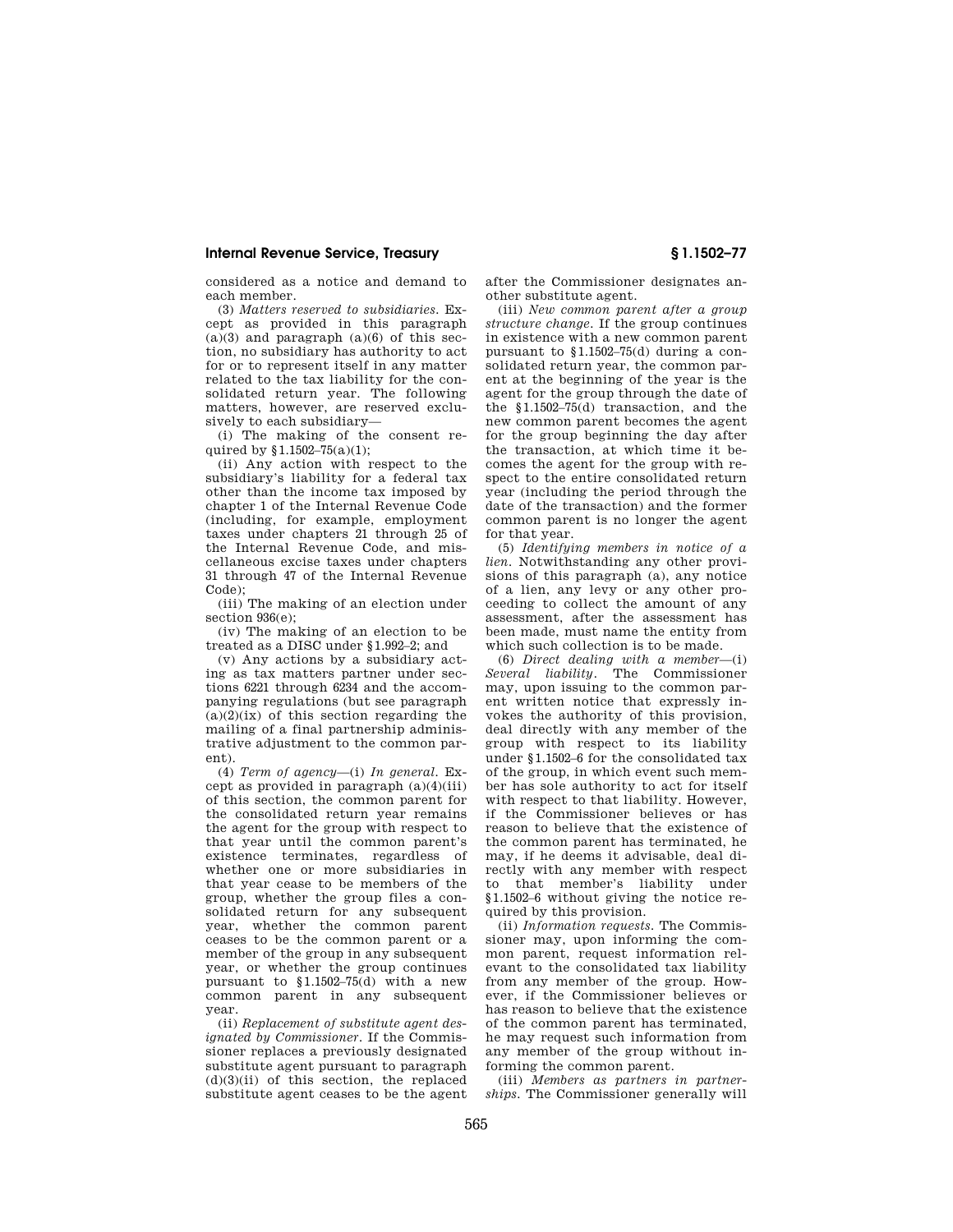considered as a notice and demand to each member.

(3) *Matters reserved to subsidiaries.* Except as provided in this paragraph (a)(3) and paragraph (a)(6) of this section, no subsidiary has authority to act for or to represent itself in any matter related to the tax liability for the consolidated return year. The following matters, however, are reserved exclusively to each subsidiary—

(i) The making of the consent required by §1.1502–75(a)(1);

(ii) Any action with respect to the subsidiary's liability for a federal tax other than the income tax imposed by chapter 1 of the Internal Revenue Code (including, for example, employment taxes under chapters 21 through 25 of the Internal Revenue Code, and miscellaneous excise taxes under chapters 31 through 47 of the Internal Revenue Code);

(iii) The making of an election under section 936(e);

(iv) The making of an election to be treated as a DISC under §1.992–2; and

(v) Any actions by a subsidiary acting as tax matters partner under sections 6221 through 6234 and the accompanying regulations (but see paragraph (a)(2)(ix) of this section regarding the mailing of a final partnership administrative adjustment to the common parent).

(4) *Term of agency*—(i) *In general.* Except as provided in paragraph (a)(4)(iii) of this section, the common parent for the consolidated return year remains the agent for the group with respect to that year until the common parent's existence terminates, regardless of whether one or more subsidiaries in that year cease to be members of the group, whether the group files a consolidated return for any subsequent year, whether the common parent ceases to be the common parent or a member of the group in any subsequent year, or whether the group continues pursuant to §1.1502–75(d) with a new common parent in any subsequent year.

(ii) *Replacement of substitute agent designated by Commissioner.* If the Commissioner replaces a previously designated substitute agent pursuant to paragraph (d)(3)(ii) of this section, the replaced substitute agent ceases to be the agent after the Commissioner designates another substitute agent.

(iii) *New common parent after a group structure change.* If the group continues in existence with a new common parent pursuant to §1.1502–75(d) during a consolidated return year, the common parent at the beginning of the year is the agent for the group through the date of the §1.1502–75(d) transaction, and the new common parent becomes the agent for the group beginning the day after the transaction, at which time it becomes the agent for the group with respect to the entire consolidated return year (including the period through the date of the transaction) and the former common parent is no longer the agent for that year.

(5) *Identifying members in notice of a lien.* Notwithstanding any other provisions of this paragraph (a), any notice of a lien, any levy or any other proceeding to collect the amount of any assessment, after the assessment has been made, must name the entity from which such collection is to be made.

(6) *Direct dealing with a member*—(i) *Several liability.* The Commissioner may, upon issuing to the common parent written notice that expressly invokes the authority of this provision, deal directly with any member of the group with respect to its liability under §1.1502–6 for the consolidated tax of the group, in which event such member has sole authority to act for itself with respect to that liability. However, if the Commissioner believes or has reason to believe that the existence of the common parent has terminated, he may, if he deems it advisable, deal directly with any member with respect to that member's liability under §1.1502–6 without giving the notice required by this provision.

(ii) *Information requests.* The Commissioner may, upon informing the common parent, request information relevant to the consolidated tax liability from any member of the group. However, if the Commissioner believes or has reason to believe that the existence of the common parent has terminated, he may request such information from any member of the group without informing the common parent.

(iii) *Members as partners in partnerships.* The Commissioner generally will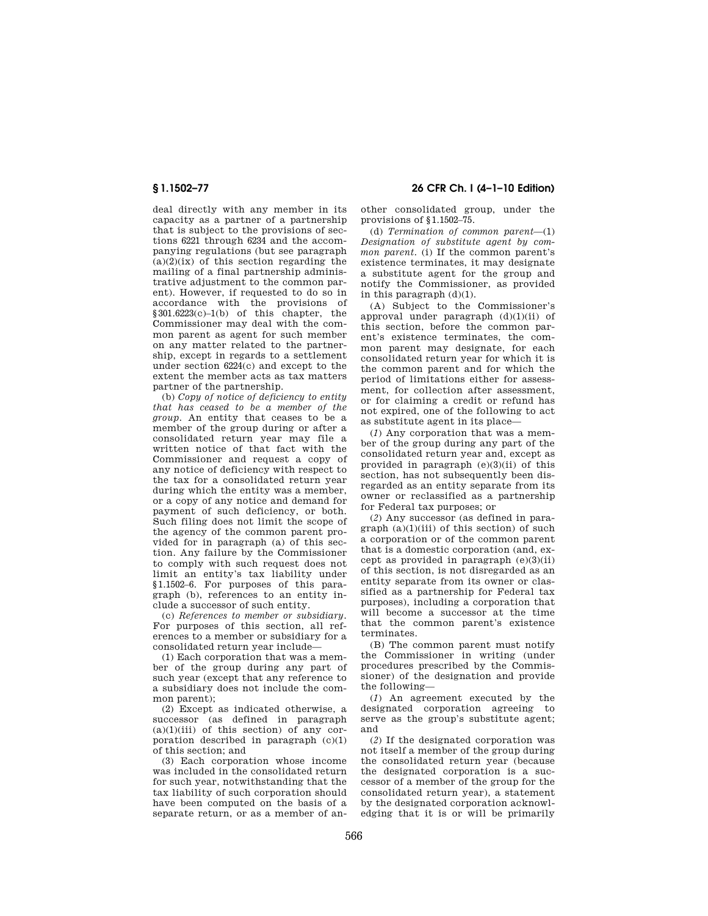deal directly with any member in its capacity as a partner of a partnership that is subject to the provisions of sections 6221 through 6234 and the accompanying regulations (but see paragraph (a)(2)(ix) of this section regarding the mailing of a final partnership administrative adjustment to the common parent). However, if requested to do so in accordance with the provisions of §301.6223(c)–1(b) of this chapter, the Commissioner may deal with the common parent as agent for such member on any matter related to the partnership, except in regards to a settlement under section 6224(c) and except to the extent the member acts as tax matters partner of the partnership.

(b) *Copy of notice of deficiency to entity that has ceased to be a member of the group.* An entity that ceases to be a member of the group during or after a consolidated return year may file a written notice of that fact with the Commissioner and request a copy of any notice of deficiency with respect to the tax for a consolidated return year during which the entity was a member, or a copy of any notice and demand for payment of such deficiency, or both. Such filing does not limit the scope of the agency of the common parent provided for in paragraph (a) of this section. Any failure by the Commissioner to comply with such request does not limit an entity's tax liability under §1.1502–6. For purposes of this paragraph (b), references to an entity include a successor of such entity.

(c) *References to member or subsidiary.* For purposes of this section, all references to a member or subsidiary for a consolidated return year include—

(1) Each corporation that was a member of the group during any part of such year (except that any reference to a subsidiary does not include the common parent);

(2) Except as indicated otherwise, a successor (as defined in paragraph (a)(1)(iii) of this section) of any corporation described in paragraph (c)(1) of this section; and

(3) Each corporation whose income was included in the consolidated return for such year, notwithstanding that the tax liability of such corporation should have been computed on the basis of a separate return, or as a member of another consolidated group, under the provisions of §1.1502–75.

(d) *Termination of common parent*—(1) *Designation of substitute agent by common parent.* (i) If the common parent's existence terminates, it may designate a substitute agent for the group and notify the Commissioner, as provided in this paragraph (d)(1).

(A) Subject to the Commissioner's approval under paragraph (d)(1)(ii) of this section, before the common parent's existence terminates, the common parent may designate, for each consolidated return year for which it is the common parent and for which the period of limitations either for assessment, for collection after assessment, or for claiming a credit or refund has not expired, one of the following to act as substitute agent in its place—

(*1*) Any corporation that was a member of the group during any part of the consolidated return year and, except as provided in paragraph (e)(3)(ii) of this section, has not subsequently been disregarded as an entity separate from its owner or reclassified as a partnership for Federal tax purposes; or

(*2*) Any successor (as defined in paragraph (a)(1)(iii) of this section) of such a corporation or of the common parent that is a domestic corporation (and, except as provided in paragraph (e)(3)(ii) of this section, is not disregarded as an entity separate from its owner or classified as a partnership for Federal tax purposes), including a corporation that will become a successor at the time that the common parent's existence terminates.

(B) The common parent must notify the Commissioner in writing (under procedures prescribed by the Commissioner) of the designation and provide the following—

(*1*) An agreement executed by the designated corporation agreeing to serve as the group's substitute agent; and

(*2*) If the designated corporation was not itself a member of the group during the consolidated return year (because the designated corporation is a successor of a member of the group for the consolidated return year), a statement by the designated corporation acknowledging that it is or will be primarily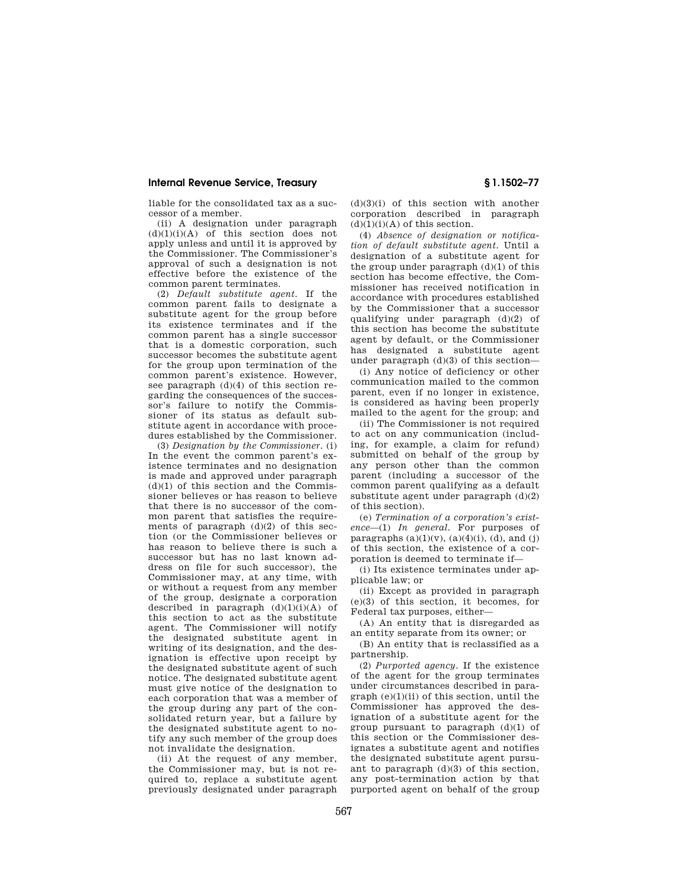liable for the consolidated tax as a successor of a member.

(ii) A designation under paragraph (d)(1)(i)(A) of this section does not apply unless and until it is approved by the Commissioner. The Commissioner's approval of such a designation is not effective before the existence of the common parent terminates.

(2) *Default substitute agent.* If the common parent fails to designate a substitute agent for the group before its existence terminates and if the common parent has a single successor that is a domestic corporation, such successor becomes the substitute agent for the group upon termination of the common parent's existence. However, see paragraph (d)(4) of this section regarding the consequences of the successor's failure to notify the Commissioner of its status as default substitute agent in accordance with procedures established by the Commissioner.

(3) *Designation by the Commissioner.* (i) In the event the common parent's existence terminates and no designation is made and approved under paragraph (d)(1) of this section and the Commissioner believes or has reason to believe that there is no successor of the common parent that satisfies the requirements of paragraph (d)(2) of this section (or the Commissioner believes or has reason to believe there is such a successor but has no last known address on file for such successor), the Commissioner may, at any time, with or without a request from any member of the group, designate a corporation described in paragraph (d)(1)(i)(A) of this section to act as the substitute agent. The Commissioner will notify the designated substitute agent in writing of its designation, and the designation is effective upon receipt by the designated substitute agent of such notice. The designated substitute agent must give notice of the designation to each corporation that was a member of the group during any part of the consolidated return year, but a failure by the designated substitute agent to notify any such member of the group does not invalidate the designation.

(ii) At the request of any member, the Commissioner may, but is not required to, replace a substitute agent previously designated under paragraph (d)(3)(i) of this section with another corporation described in paragraph (d)(1)(i)(A) of this section.

(4) *Absence of designation or notification of default substitute agent.* Until a designation of a substitute agent for the group under paragraph (d)(1) of this section has become effective, the Commissioner has received notification in accordance with procedures established by the Commissioner that a successor qualifying under paragraph (d)(2) of this section has become the substitute agent by default, or the Commissioner has designated a substitute agent under paragraph (d)(3) of this section—

(i) Any notice of deficiency or other communication mailed to the common parent, even if no longer in existence, is considered as having been properly mailed to the agent for the group; and

(ii) The Commissioner is not required to act on any communication (including, for example, a claim for refund) submitted on behalf of the group by any person other than the common parent (including a successor of the common parent qualifying as a default substitute agent under paragraph (d)(2) of this section).

(e) *Termination of a corporation's existence*—(1) *In general.* For purposes of paragraphs (a)(1)(v), (a)(4)(i), (d), and (j) of this section, the existence of a corporation is deemed to terminate if—

(i) Its existence terminates under applicable law; or

(ii) Except as provided in paragraph (e)(3) of this section, it becomes, for Federal tax purposes, either—

(A) An entity that is disregarded as an entity separate from its owner; or

(B) An entity that is reclassified as a partnership.

(2) *Purported agency.* If the existence of the agent for the group terminates under circumstances described in paragraph (e)(1)(ii) of this section, until the Commissioner has approved the designation of a substitute agent for the group pursuant to paragraph (d)(1) of this section or the Commissioner designates a substitute agent and notifies the designated substitute agent pursuant to paragraph (d)(3) of this section, any post-termination action by that purported agent on behalf of the group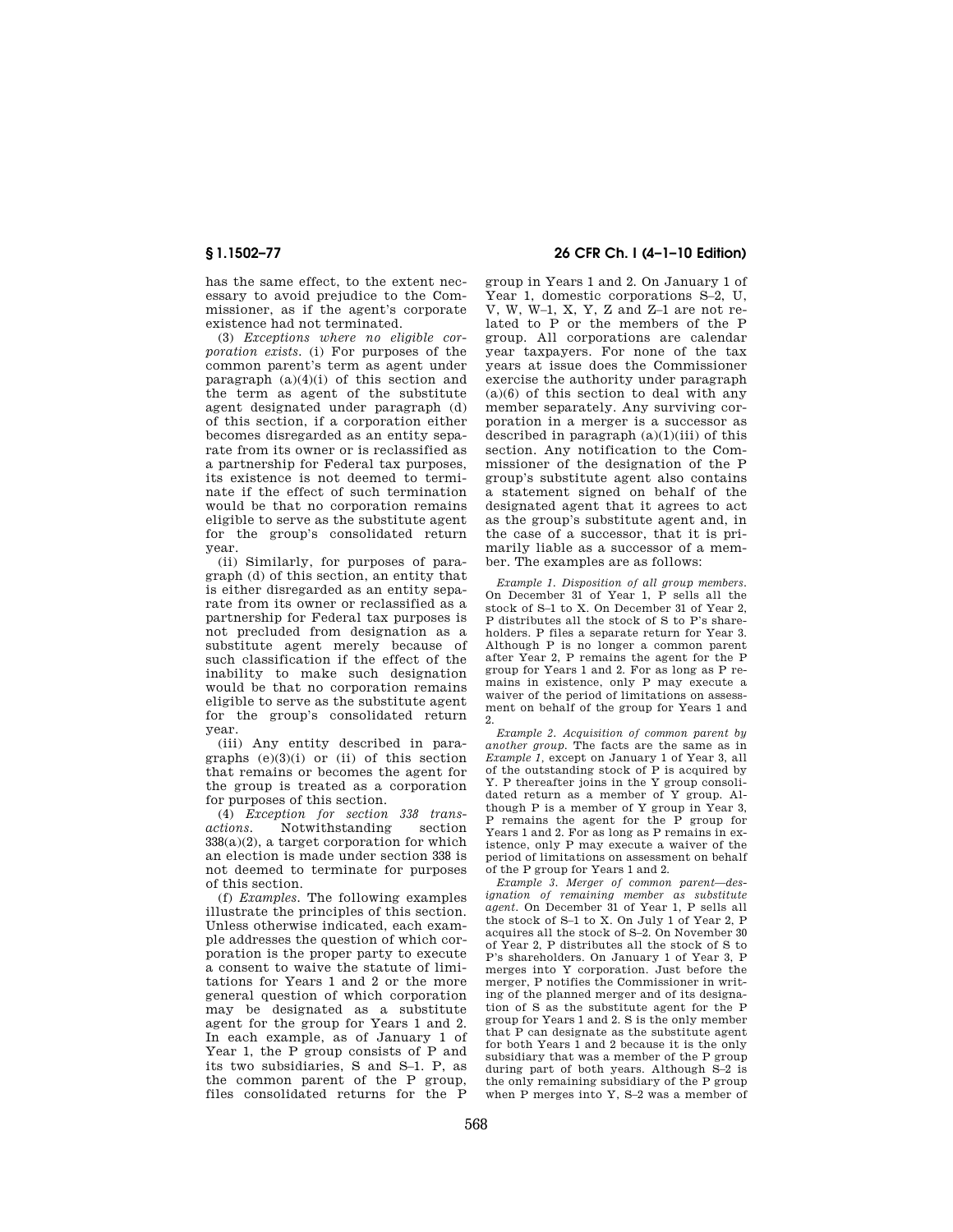has the same effect, to the extent necessary to avoid prejudice to the Commissioner, as if the agent's corporate existence had not terminated.

(3) *Exceptions where no eligible corporation exists.* (i) For purposes of the common parent's term as agent under paragraph (a)(4)(i) of this section and the term as agent of the substitute agent designated under paragraph (d) of this section, if a corporation either becomes disregarded as an entity separate from its owner or is reclassified as a partnership for Federal tax purposes, its existence is not deemed to terminate if the effect of such termination would be that no corporation remains eligible to serve as the substitute agent for the group's consolidated return year.

(ii) Similarly, for purposes of paragraph (d) of this section, an entity that is either disregarded as an entity separate from its owner or reclassified as a partnership for Federal tax purposes is not precluded from designation as a substitute agent merely because of such classification if the effect of the inability to make such designation would be that no corporation remains eligible to serve as the substitute agent for the group's consolidated return year.

(iii) Any entity described in paragraphs (e)(3)(i) or (ii) of this section that remains or becomes the agent for the group is treated as a corporation for purposes of this section.

(4) *Exception for section 338 transactions.* Notwithstanding section 338(a)(2), a target corporation for which an election is made under section 338 is not deemed to terminate for purposes of this section.

(f) *Examples.* The following examples illustrate the principles of this section. Unless otherwise indicated, each example addresses the question of which corporation is the proper party to execute a consent to waive the statute of limitations for Years 1 and 2 or the more general question of which corporation may be designated as a substitute agent for the group for Years 1 and 2. In each example, as of January 1 of Year 1, the P group consists of P and its two subsidiaries, S and S–1. P, as the common parent of the P group, files consolidated returns for the P group in Years 1 and 2. On January 1 of Year 1, domestic corporations S–2, U, V, W, W–1, X, Y, Z and Z–1 are not related to P or the members of the P group. All corporations are calendar year taxpayers. For none of the tax years at issue does the Commissioner exercise the authority under paragraph (a)(6) of this section to deal with any member separately. Any surviving corporation in a merger is a successor as described in paragraph (a)(1)(iii) of this section. Any notification to the Commissioner of the designation of the P group's substitute agent also contains a statement signed on behalf of the designated agent that it agrees to act as the group's substitute agent and, in the case of a successor, that it is primarily liable as a successor of a member. The examples are as follows:

*Example 1. Disposition of all group members.* On December 31 of Year 1, P sells all the stock of S–1 to X. On December 31 of Year 2, P distributes all the stock of S to P's shareholders. P files a separate return for Year 3. Although P is no longer a common parent after Year 2, P remains the agent for the P group for Years 1 and 2. For as long as P remains in existence, only P may execute a waiver of the period of limitations on assessment on behalf of the group for Years 1 and 2.

*Example 2. Acquisition of common parent by another group.* The facts are the same as in *Example 1*, except on January 1 of Year 3, all of the outstanding stock of P is acquired by Y. P thereafter joins in the Y group consolidated return as a member of Y group. Although P is a member of Y group in Year 3, P remains the agent for the P group for Years 1 and 2. For as long as P remains in existence, only P may execute a waiver of the period of limitations on assessment on behalf of the P group for Years 1 and 2.

*Example 3. Merger of common parent—designation of remaining member as substitute agent.* On December 31 of Year 1, P sells all the stock of S–1 to X. On July 1 of Year 2, P acquires all the stock of S–2. On November 30 of Year 2, P distributes all the stock of S to P's shareholders. On January 1 of Year 3, P merges into Y corporation. Just before the merger, P notifies the Commissioner in writing of the planned merger and of its designation of S as the substitute agent for the P group for Years 1 and 2. S is the only member that P can designate as the substitute agent for both Years 1 and 2 because it is the only subsidiary that was a member of the P group during part of both years. Although S–2 is the only remaining subsidiary of the P group when P merges into Y, S–2 was a member of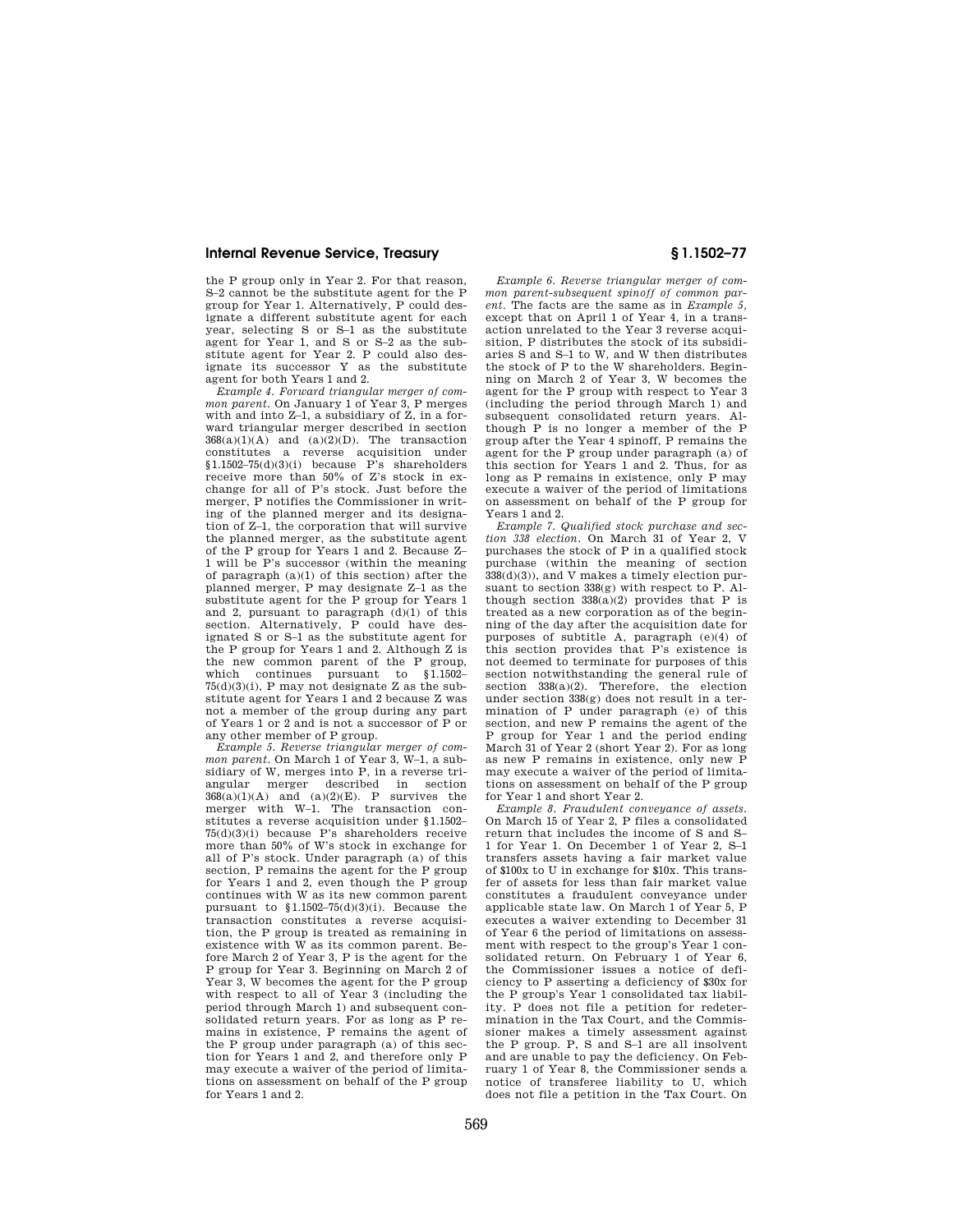the P group only in Year 2. For that reason, S–2 cannot be the substitute agent for the P group for Year 1. Alternatively, P could designate a different substitute agent for each year, selecting S or S–1 as the substitute agent for Year 1, and S or S–2 as the substitute agent for Year 2. P could also designate its successor Y as the substitute agent for both Years 1 and 2.

*Example 4. Forward triangular merger of common parent.* On January 1 of Year 3, P merges with and into Z–1, a subsidiary of Z, in a forward triangular merger described in section 368(a)(1)(A) and (a)(2)(D). The transaction constitutes a reverse acquisition under §1.1502–75(d)(3)(i) because P's shareholders receive more than 50% of Z's stock in exchange for all of P's stock. Just before the merger, P notifies the Commissioner in writing of the planned merger and its designation of Z–1, the corporation that will survive the planned merger, as the substitute agent of the P group for Years 1 and 2. Because Z–1 will be P's successor (within the meaning of paragraph (a)(1) of this section) after the planned merger, P may designate Z–1 as the substitute agent for the P group for Years 1 and 2, pursuant to paragraph (d)(1) of this section. Alternatively, P could have designated S or S–1 as the substitute agent for the P group for Years 1 and 2. Although Z is the new common parent of the P group, which continues pursuant to §1.1502–75(d)(3)(i), P may not designate Z as the substitute agent for Years 1 and 2 because Z was not a member of the group during any part of Years 1 or 2 and is not a successor of P or any other member of P group.

*Example 5. Reverse triangular merger of common parent.* On March 1 of Year 3, W–1, a subsidiary of W, merges into P, in a reverse triangular merger described in section 368(a)(1)(A) and (a)(2)(E). P survives the merger with W–1. The transaction constitutes a reverse acquisition under §1.1502–75(d)(3)(i) because P's shareholders receive more than 50% of W's stock in exchange for all of P's stock. Under paragraph (a) of this section, P remains the agent for the P group for Years 1 and 2, even though the P group continues with W as its new common parent pursuant to §1.1502–75(d)(3)(i). Because the transaction constitutes a reverse acquisition, the P group is treated as remaining in existence with W as its common parent. Before March 2 of Year 3, P is the agent for the P group for Year 3. Beginning on March 2 of Year 3, W becomes the agent for the P group with respect to all of Year 3 (including the period through March 1) and subsequent consolidated return years. For as long as P remains in existence, P remains the agent of the P group under paragraph (a) of this section for Years 1 and 2, and therefore only P may execute a waiver of the period of limitations on assessment on behalf of the P group for Years 1 and 2.

*Example 6. Reverse triangular merger of common parent-subsequent spinoff of common parent.* The facts are the same as in *Example 5*, except that on April 1 of Year 4, in a transaction unrelated to the Year 3 reverse acquisition, P distributes the stock of its subsidiaries S and S–1 to W, and W then distributes the stock of P to the W shareholders. Beginning on March 2 of Year 3, W becomes the agent for the P group with respect to Year 3 (including the period through March 1) and subsequent consolidated return years. Although P is no longer a member of the P group after the Year 4 spinoff, P remains the agent for the P group under paragraph (a) of this section for Years 1 and 2. Thus, for as long as P remains in existence, only P may execute a waiver of the period of limitations on assessment on behalf of the P group for Years 1 and 2.

*Example 7. Qualified stock purchase and section 338 election.* On March 31 of Year 2, V purchases the stock of P in a qualified stock purchase (within the meaning of section 338(d)(3)), and V makes a timely election pursuant to section 338(g) with respect to P. Although section 338(a)(2) provides that P is treated as a new corporation as of the beginning of the day after the acquisition date for purposes of subtitle A, paragraph (e)(4) of this section provides that P's existence is not deemed to terminate for purposes of this section notwithstanding the general rule of section 338(a)(2). Therefore, the election under section 338(g) does not result in a termination of P under paragraph (e) of this section, and new P remains the agent of the P group for Year 1 and the period ending March 31 of Year 2 (short Year 2). For as long as new P remains in existence, only new P may execute a waiver of the period of limitations on assessment on behalf of the P group for Year 1 and short Year 2.

*Example 8. Fraudulent conveyance of assets.* On March 15 of Year 2, P files a consolidated return that includes the income of S and S–1 for Year 1. On December 1 of Year 2, S–1 transfers assets having a fair market value of $100x to U in exchange for $10x. This transfer of assets for less than fair market value constitutes a fraudulent conveyance under applicable state law. On March 1 of Year 5, P executes a waiver extending to December 31 of Year 6 the period of limitations on assessment with respect to the group's Year 1 consolidated return. On February 1 of Year 6, the Commissioner issues a notice of deficiency to P asserting a deficiency of $30x for the P group's Year 1 consolidated tax liability. P does not file a petition for redetermination in the Tax Court, and the Commissioner makes a timely assessment against the P group. P, S and S–1 are all insolvent and are unable to pay the deficiency. On February 1 of Year 8, the Commissioner sends a notice of transferee liability to U, which does not file a petition in the Tax Court. On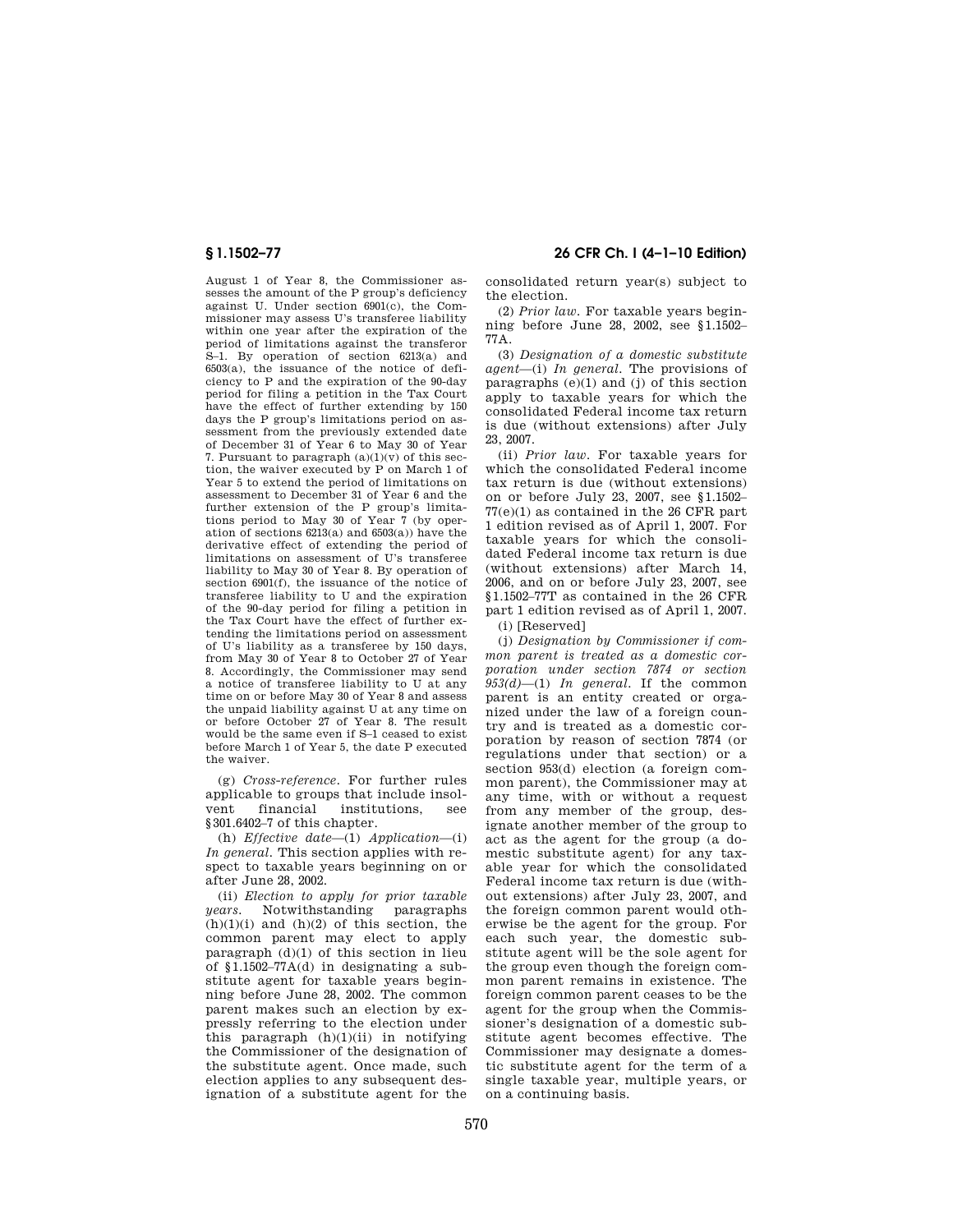August 1 of Year 8, the Commissioner assesses the amount of the P group's deficiency against U. Under section 6901(c), the Commissioner may assess U's transferee liability within one year after the expiration of the period of limitations against the transferor S–1. By operation of section 6213(a) and 6503(a), the issuance of the notice of deficiency to P and the expiration of the 90-day period for filing a petition in the Tax Court have the effect of further extending by 150 days the P group's limitations period on assessment from the previously extended date of December 31 of Year 6 to May 30 of Year 7. Pursuant to paragraph (a)(1)(v) of this section, the waiver executed by P on March 1 of Year 5 to extend the period of limitations on assessment to December 31 of Year 6 and the further extension of the P group's limitations period to May 30 of Year 7 (by operation of sections 6213(a) and 6503(a)) have the derivative effect of extending the period of limitations on assessment of U's transferee liability to May 30 of Year 8. By operation of section 6901(f), the issuance of the notice of transferee liability to U and the expiration of the 90-day period for filing a petition in the Tax Court have the effect of further extending the limitations period on assessment of U's liability as a transferee by 150 days, from May 30 of Year 8 to October 27 of Year 8. Accordingly, the Commissioner may send a notice of transferee liability to U at any time on or before May 30 of Year 8 and assess the unpaid liability against U at any time on or before October 27 of Year 8. The result would be the same even if S–1 ceased to exist before March 1 of Year 5, the date P executed the waiver.

(g) *Cross-reference*. For further rules applicable to groups that include insolvent financial institutions, see §301.6402–7 of this chapter.

(h) *Effective date*—(1) *Application*—(i) *In general*. This section applies with respect to taxable years beginning on or after June 28, 2002.

(ii) *Election to apply for prior taxable years*. Notwithstanding paragraphs (h)(1)(i) and (h)(2) of this section, the common parent may elect to apply paragraph (d)(1) of this section in lieu of §1.1502–77A(d) in designating a substitute agent for taxable years beginning before June 28, 2002. The common parent makes such an election by expressly referring to the election under this paragraph (h)(1)(ii) in notifying the Commissioner of the designation of the substitute agent. Once made, such election applies to any subsequent designation of a substitute agent for the consolidated return year(s) subject to the election.

(2) *Prior law*. For taxable years beginning before June 28, 2002, see §1.1502–77A.

(3) *Designation of a domestic substitute agent*—(i) *In general*. The provisions of paragraphs (e)(1) and (j) of this section apply to taxable years for which the consolidated Federal income tax return is due (without extensions) after July 23, 2007.

(ii) *Prior law*. For taxable years for which the consolidated Federal income tax return is due (without extensions) on or before July 23, 2007, see §1.1502–77(e)(1) as contained in the 26 CFR part 1 edition revised as of April 1, 2007. For taxable years for which the consolidated Federal income tax return is due (without extensions) after March 14, 2006, and on or before July 23, 2007, see §1.1502–77T as contained in the 26 CFR part 1 edition revised as of April 1, 2007.

(i) [Reserved]

(j) *Designation by Commissioner if common parent is treated as a domestic corporation under section 7874 or section 953(d)*—(1) *In general*. If the common parent is an entity created or organized under the law of a foreign country and is treated as a domestic corporation by reason of section 7874 (or regulations under that section) or a section 953(d) election (a foreign common parent), the Commissioner may at any time, with or without a request from any member of the group, designate another member of the group to act as the agent for the group (a domestic substitute agent) for any taxable year for which the consolidated Federal income tax return is due (without extensions) after July 23, 2007, and the foreign common parent would otherwise be the agent for the group. For each such year, the domestic substitute agent will be the sole agent for the group even though the foreign common parent remains in existence. The foreign common parent ceases to be the agent for the group when the Commissioner's designation of a domestic substitute agent becomes effective. The Commissioner may designate a domestic substitute agent for the term of a single taxable year, multiple years, or on a continuing basis.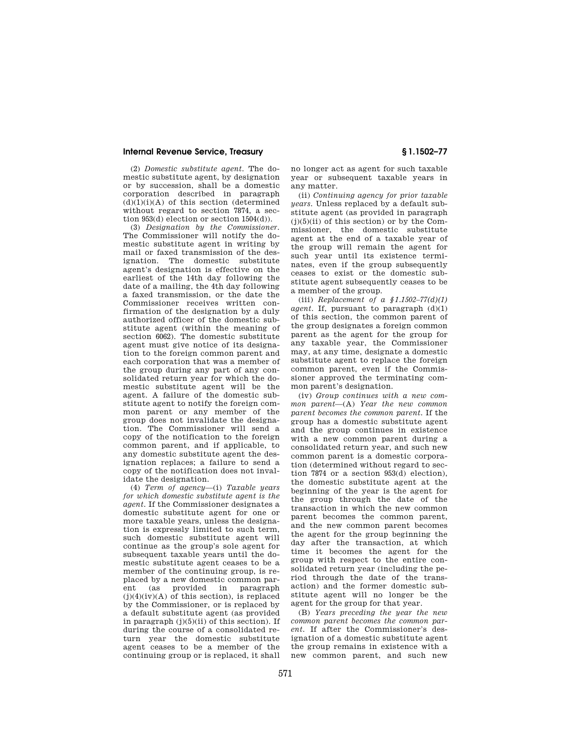(2) *Domestic substitute agent.* The domestic substitute agent, by designation or by succession, shall be a domestic corporation described in paragraph (d)(1)(i)(A) of this section (determined without regard to section 7874, a section 953(d) election or section 1504(d)).

(3) *Designation by the Commissioner.* The Commissioner will notify the domestic substitute agent in writing by mail or faxed transmission of the designation. The domestic substitute agent's designation is effective on the earliest of the 14th day following the date of a mailing, the 4th day following a faxed transmission, or the date the Commissioner receives written confirmation of the designation by a duly authorized officer of the domestic substitute agent (within the meaning of section 6062). The domestic substitute agent must give notice of its designation to the foreign common parent and each corporation that was a member of the group during any part of any consolidated return year for which the domestic substitute agent will be the agent. A failure of the domestic substitute agent to notify the foreign common parent or any member of the group does not invalidate the designation. The Commissioner will send a copy of the notification to the foreign common parent, and if applicable, to any domestic substitute agent the designation replaces; a failure to send a copy of the notification does not invalidate the designation.

(4) *Term of agency*—(i) *Taxable years for which domestic substitute agent is the agent.* If the Commissioner designates a domestic substitute agent for one or more taxable years, unless the designation is expressly limited to such term, such domestic substitute agent will continue as the group's sole agent for subsequent taxable years until the domestic substitute agent ceases to be a member of the continuing group, is replaced by a new domestic common parent (as provided in paragraph (j)(4)(iv)(A) of this section), is replaced by the Commissioner, or is replaced by a default substitute agent (as provided in paragraph (j)(5)(ii) of this section). If during the course of a consolidated return year the domestic substitute agent ceases to be a member of the continuing group or is replaced, it shall no longer act as agent for such taxable year or subsequent taxable years in any matter.

(ii) *Continuing agency for prior taxable years.* Unless replaced by a default substitute agent (as provided in paragraph (j)(5)(ii) of this section) or by the Commissioner, the domestic substitute agent at the end of a taxable year of the group will remain the agent for such year until its existence terminates, even if the group subsequently ceases to exist or the domestic substitute agent subsequently ceases to be a member of the group.

(iii) *Replacement of a §1.1502–77(d)(1) agent.* If, pursuant to paragraph (d)(1) of this section, the common parent of the group designates a foreign common parent as the agent for the group for any taxable year, the Commissioner may, at any time, designate a domestic substitute agent to replace the foreign common parent, even if the Commissioner approved the terminating common parent's designation.

(iv) *Group continues with a new common parent*—(A) *Year the new common parent becomes the common parent.* If the group has a domestic substitute agent and the group continues in existence with a new common parent during a consolidated return year, and such new common parent is a domestic corporation (determined without regard to section 7874 or a section 953(d) election), the domestic substitute agent at the beginning of the year is the agent for the group through the date of the transaction in which the new common parent becomes the common parent, and the new common parent becomes the agent for the group beginning the day after the transaction, at which time it becomes the agent for the group with respect to the entire consolidated return year (including the period through the date of the transaction) and the former domestic substitute agent will no longer be the agent for the group for that year.

(B) *Years preceding the year the new common parent becomes the common parent.* If after the Commissioner's designation of a domestic substitute agent the group remains in existence with a new common parent, and such new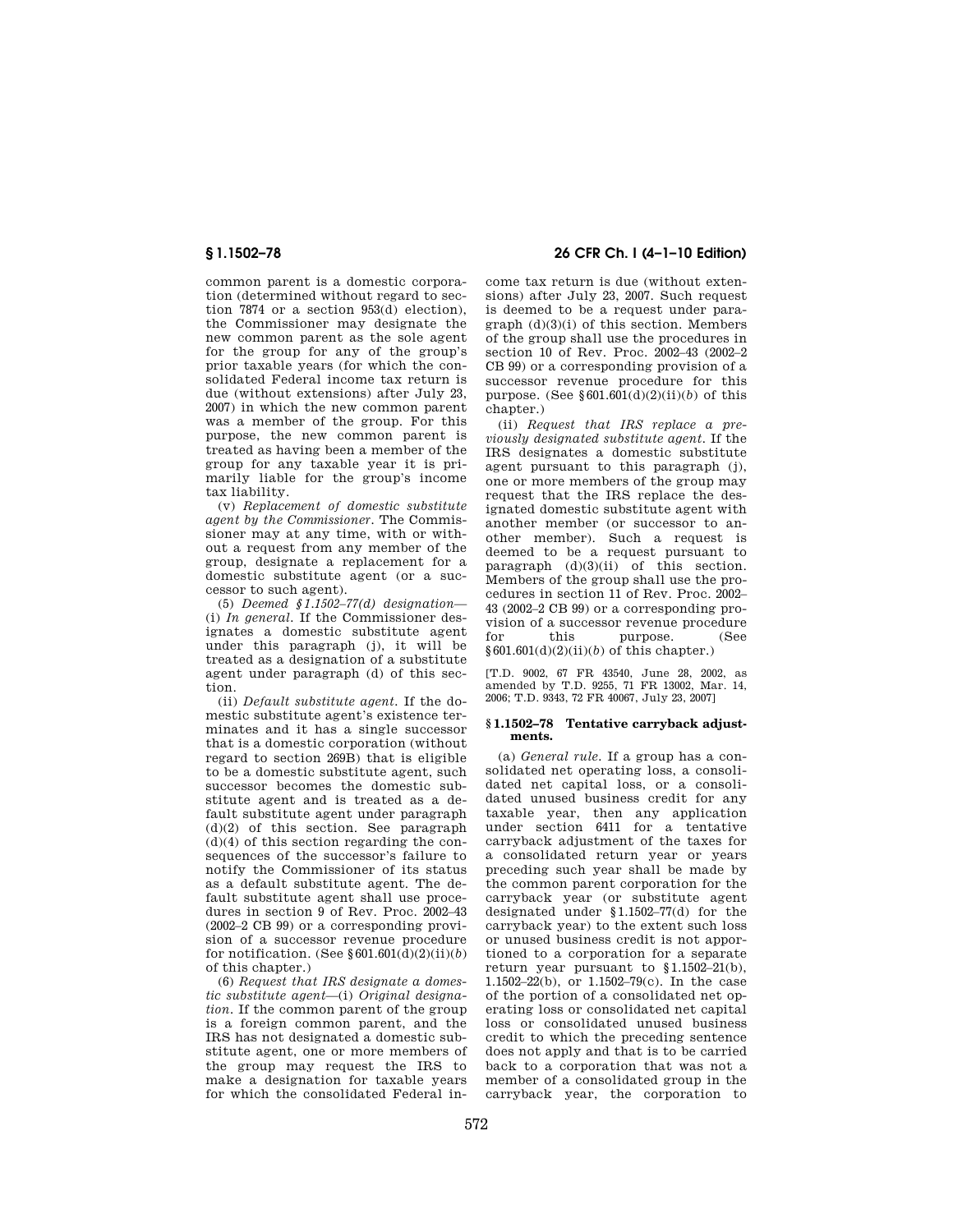common parent is a domestic corporation (determined without regard to section 7874 or a section 953(d) election), the Commissioner may designate the new common parent as the sole agent for the group for any of the group's prior taxable years (for which the consolidated Federal income tax return is due (without extensions) after July 23, 2007) in which the new common parent was a member of the group. For this purpose, the new common parent is treated as having been a member of the group for any taxable year it is primarily liable for the group's income tax liability.

(v) *Replacement of domestic substitute agent by the Commissioner.* The Commissioner may at any time, with or without a request from any member of the group, designate a replacement for a domestic substitute agent (or a successor to such agent).

(5) *Deemed §1.1502–77(d) designation*—(i) *In general.* If the Commissioner designates a domestic substitute agent under this paragraph (j), it will be treated as a designation of a substitute agent under paragraph (d) of this section.

(ii) *Default substitute agent.* If the domestic substitute agent's existence terminates and it has a single successor that is a domestic corporation (without regard to section 269B) that is eligible to be a domestic substitute agent, such successor becomes the domestic substitute agent and is treated as a default substitute agent under paragraph (d)(2) of this section. See paragraph (d)(4) of this section regarding the consequences of the successor's failure to notify the Commissioner of its status as a default substitute agent. The default substitute agent shall use procedures in section 9 of Rev. Proc. 2002–43 (2002–2 CB 99) or a corresponding provision of a successor revenue procedure for notification. (See §601.601(d)(2)(ii)(*b*) of this chapter.)

(6) *Request that IRS designate a domestic substitute agent*—(i) *Original designation.* If the common parent of the group is a foreign common parent, and the IRS has not designated a domestic substitute agent, one or more members of the group may request the IRS to make a designation for taxable years for which the consolidated Federal income tax return is due (without extensions) after July 23, 2007. Such request is deemed to be a request under paragraph (d)(3)(i) of this section. Members of the group shall use the procedures in section 10 of Rev. Proc. 2002–43 (2002–2 CB 99) or a corresponding provision of a successor revenue procedure for this purpose. (See §601.601(d)(2)(ii)(*b*) of this chapter.)

(ii) *Request that IRS replace a previously designated substitute agent.* If the IRS designates a domestic substitute agent pursuant to this paragraph (j), one or more members of the group may request that the IRS replace the designated domestic substitute agent with another member (or successor to another member). Such a request is deemed to be a request pursuant to paragraph (d)(3)(ii) of this section. Members of the group shall use the procedures in section 11 of Rev. Proc. 2002–43 (2002–2 CB 99) or a corresponding provision of a successor revenue procedure for this purpose. (See §601.601(d)(2)(ii)(*b*) of this chapter.)

[T.D. 9002, 67 FR 43540, June 28, 2002, as amended by T.D. 9255, 71 FR 13002, Mar. 14, 2006; T.D. 9343, 72 FR 40067, July 23, 2007]

## §1.1502–78 Tentative carryback adjustments.

(a) *General rule.* If a group has a consolidated net operating loss, a consolidated net capital loss, or a consolidated unused business credit for any taxable year, then any application under section 6411 for a tentative carryback adjustment of the taxes for a consolidated return year or years preceding such year shall be made by the common parent corporation for the carryback year (or substitute agent designated under §1.1502–77(d) for the carryback year) to the extent such loss or unused business credit is not apportioned to a corporation for a separate return year pursuant to §1.1502–21(b), 1.1502–22(b), or 1.1502–79(c). In the case of the portion of a consolidated net operating loss or consolidated net capital loss or consolidated unused business credit to which the preceding sentence does not apply and that is to be carried back to a corporation that was not a member of a consolidated group in the carryback year, the corporation to